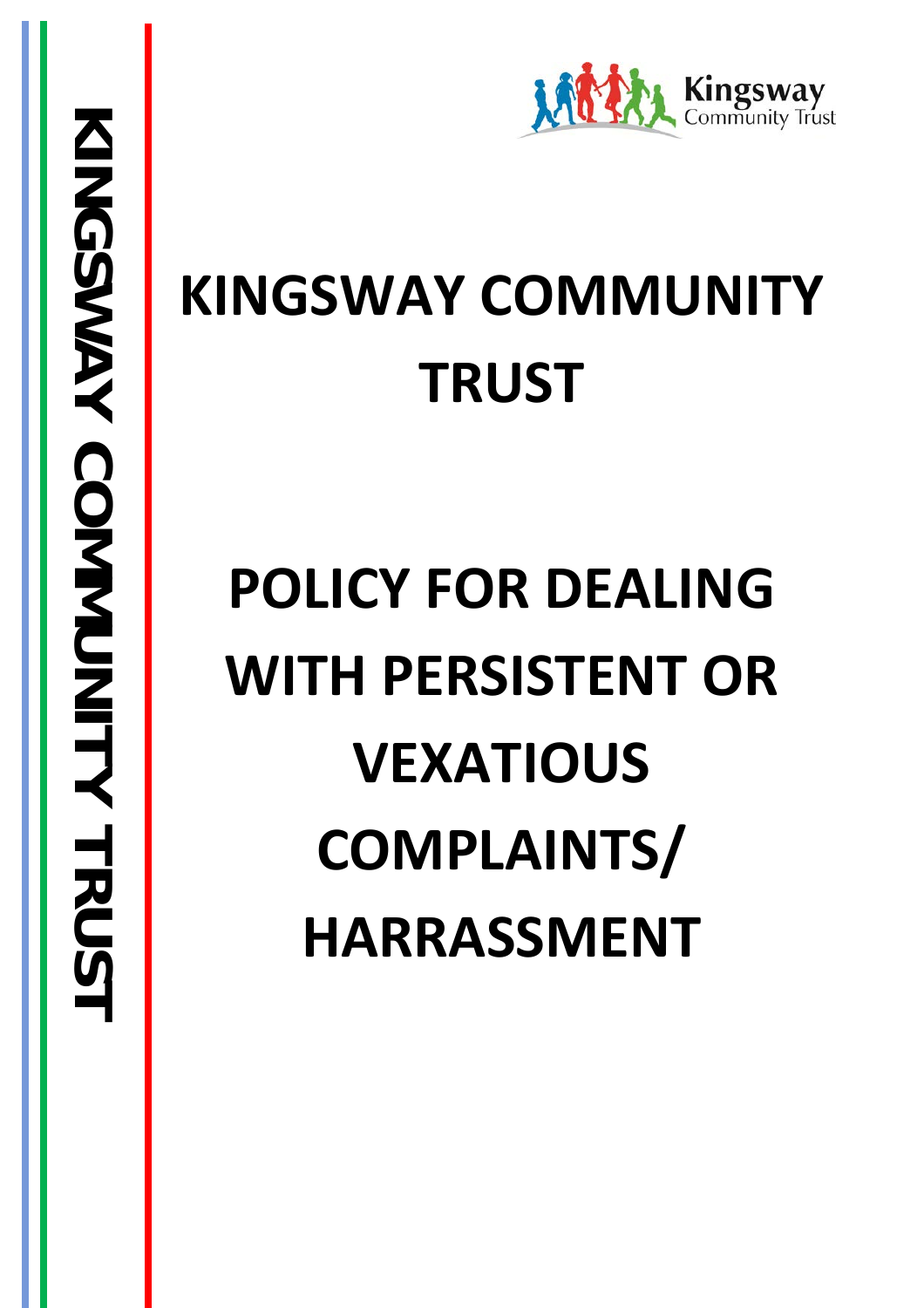# KINGSWAY COMMUNITY TRUST

# POLICY FOR DEALING WITH PERSISTENT OR VEXATIOUS COMPLAINTS/ HARRASSMENT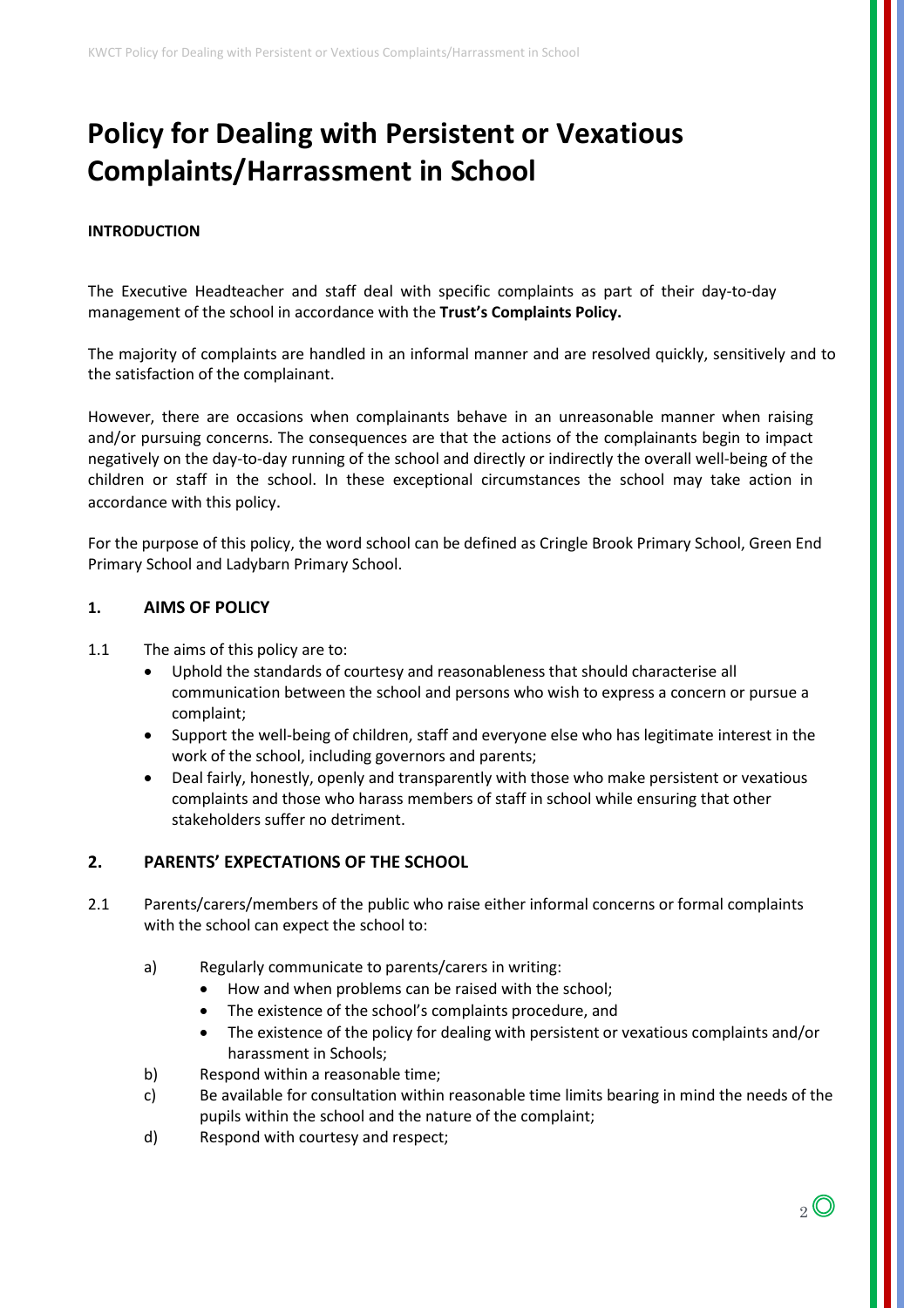# Policy for Dealing with Persistent or Vexatious Complaints/Harrassment in School

**INTRODUCTION**

The Executive Headteacher and staff deal with specific complaints as part of their day-to-day management of the school in accordance with the **Trust's Complaints Policy.**

The majority of complaints are handled in an informal manner and are resolved quickly, sensitively and to the satisfaction of the complainant.

However, there are occasions when complainants behave in an unreasonable manner when raising and/or pursuing concerns. The consequences are that the actions of the complainants begin to impact negatively on the day-to-day running of the school and directly or indirectly the overall well-being of the children or staff in the school. In these exceptional circumstances the school may take action in accordance with this policy.

For the purpose of this policy, the word school can be defined as Cringle Brook Primary School, Green End Primary School and Ladybarn Primary School.

## 1. AIMS OF POLICY

1.1 The aims of this policy are to:

- Uphold the standards of courtesy and reasonableness that should characterise all communication between the school and persons who wish to express a concern or pursue a complaint;
- Support the well-being of children, staff and everyone else who has legitimate interest in the work of the school, including governors and parents;
- Deal fairly, honestly, openly and transparently with those who make persistent or vexatious complaints and those who harass members of staff in school while ensuring that other stakeholders suffer no detriment.

## 2. PARENTS' EXPECTATIONS OF THE SCHOOL

2.1 Parents/carers/members of the public who raise either informal concerns or formal complaints with the school can expect the school to:

a) Regularly communicate to parents/carers in writing:
   - How and when problems can be raised with the school;
   - The existence of the school's complaints procedure, and
   - The existence of the policy for dealing with persistent or vexatious complaints and/or harassment in Schools;

b) Respond within a reasonable time;

c) Be available for consultation within reasonable time limits bearing in mind the needs of the pupils within the school and the nature of the complaint;

d) Respond with courtesy and respect;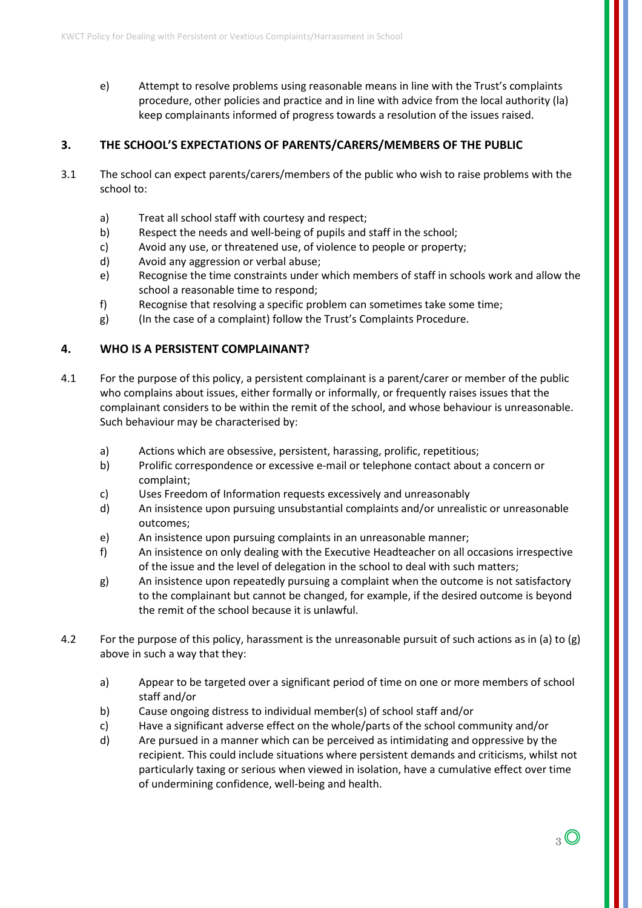e) Attempt to resolve problems using reasonable means in line with the Trust's complaints procedure, other policies and practice and in line with advice from the local authority (la) keep complainants informed of progress towards a resolution of the issues raised.

## 3. THE SCHOOL'S EXPECTATIONS OF PARENTS/CARERS/MEMBERS OF THE PUBLIC

3.1 The school can expect parents/carers/members of the public who wish to raise problems with the school to:

a) Treat all school staff with courtesy and respect;
b) Respect the needs and well-being of pupils and staff in the school;
c) Avoid any use, or threatened use, of violence to people or property;
d) Avoid any aggression or verbal abuse;
e) Recognise the time constraints under which members of staff in schools work and allow the school a reasonable time to respond;
f) Recognise that resolving a specific problem can sometimes take some time;
g) (In the case of a complaint) follow the Trust's Complaints Procedure.

## 4. WHO IS A PERSISTENT COMPLAINANT?

4.1 For the purpose of this policy, a persistent complainant is a parent/carer or member of the public who complains about issues, either formally or informally, or frequently raises issues that the complainant considers to be within the remit of the school, and whose behaviour is unreasonable. Such behaviour may be characterised by:

a) Actions which are obsessive, persistent, harassing, prolific, repetitious;
b) Prolific correspondence or excessive e-mail or telephone contact about a concern or complaint;
c) Uses Freedom of Information requests excessively and unreasonably
d) An insistence upon pursuing unsubstantial complaints and/or unrealistic or unreasonable outcomes;
e) An insistence upon pursuing complaints in an unreasonable manner;
f) An insistence on only dealing with the Executive Headteacher on all occasions irrespective of the issue and the level of delegation in the school to deal with such matters;
g) An insistence upon repeatedly pursuing a complaint when the outcome is not satisfactory to the complainant but cannot be changed, for example, if the desired outcome is beyond the remit of the school because it is unlawful.

4.2 For the purpose of this policy, harassment is the unreasonable pursuit of such actions as in (a) to (g) above in such a way that they:

a) Appear to be targeted over a significant period of time on one or more members of school staff and/or
b) Cause ongoing distress to individual member(s) of school staff and/or
c) Have a significant adverse effect on the whole/parts of the school community and/or
d) Are pursued in a manner which can be perceived as intimidating and oppressive by the recipient. This could include situations where persistent demands and criticisms, whilst not particularly taxing or serious when viewed in isolation, have a cumulative effect over time of undermining confidence, well-being and health.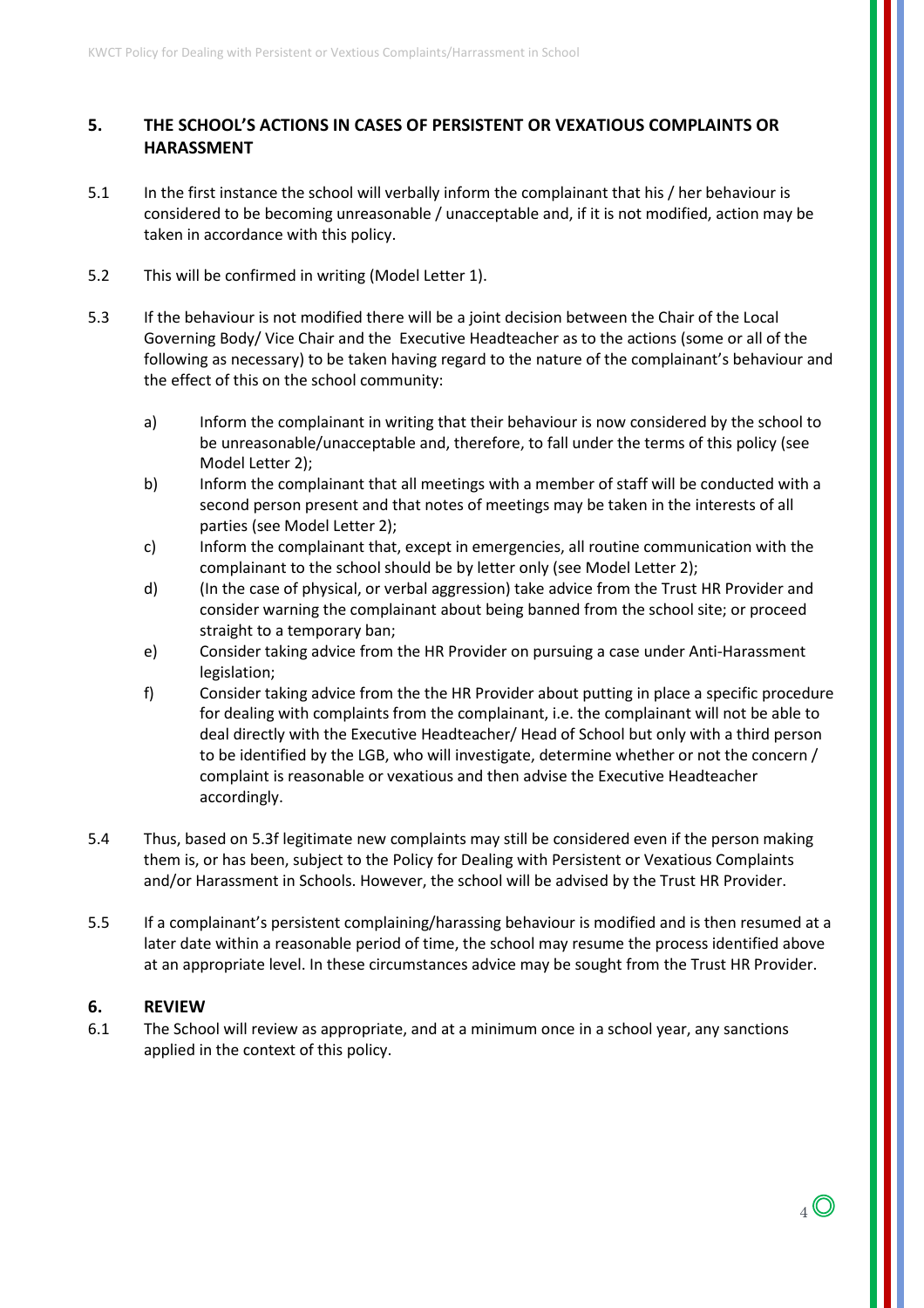## 5. THE SCHOOL'S ACTIONS IN CASES OF PERSISTENT OR VEXATIOUS COMPLAINTS OR HARASSMENT

5.1 In the first instance the school will verbally inform the complainant that his / her behaviour is considered to be becoming unreasonable / unacceptable and, if it is not modified, action may be taken in accordance with this policy.

5.2 This will be confirmed in writing (Model Letter 1).

5.3 If the behaviour is not modified there will be a joint decision between the Chair of the Local Governing Body/ Vice Chair and the Executive Headteacher as to the actions (some or all of the following as necessary) to be taken having regard to the nature of the complainant's behaviour and the effect of this on the school community:

a) Inform the complainant in writing that their behaviour is now considered by the school to be unreasonable/unacceptable and, therefore, to fall under the terms of this policy (see Model Letter 2);

b) Inform the complainant that all meetings with a member of staff will be conducted with a second person present and that notes of meetings may be taken in the interests of all parties (see Model Letter 2);

c) Inform the complainant that, except in emergencies, all routine communication with the complainant to the school should be by letter only (see Model Letter 2);

d) (In the case of physical, or verbal aggression) take advice from the Trust HR Provider and consider warning the complainant about being banned from the school site; or proceed straight to a temporary ban;

e) Consider taking advice from the HR Provider on pursuing a case under Anti-Harassment legislation;

f) Consider taking advice from the the HR Provider about putting in place a specific procedure for dealing with complaints from the complainant, i.e. the complainant will not be able to deal directly with the Executive Headteacher/ Head of School but only with a third person to be identified by the LGB, who will investigate, determine whether or not the concern / complaint is reasonable or vexatious and then advise the Executive Headteacher accordingly.

5.4 Thus, based on 5.3f legitimate new complaints may still be considered even if the person making them is, or has been, subject to the Policy for Dealing with Persistent or Vexatious Complaints and/or Harassment in Schools. However, the school will be advised by the Trust HR Provider.

5.5 If a complainant's persistent complaining/harassing behaviour is modified and is then resumed at a later date within a reasonable period of time, the school may resume the process identified above at an appropriate level. In these circumstances advice may be sought from the Trust HR Provider.

## 6. REVIEW

6.1 The School will review as appropriate, and at a minimum once in a school year, any sanctions applied in the context of this policy.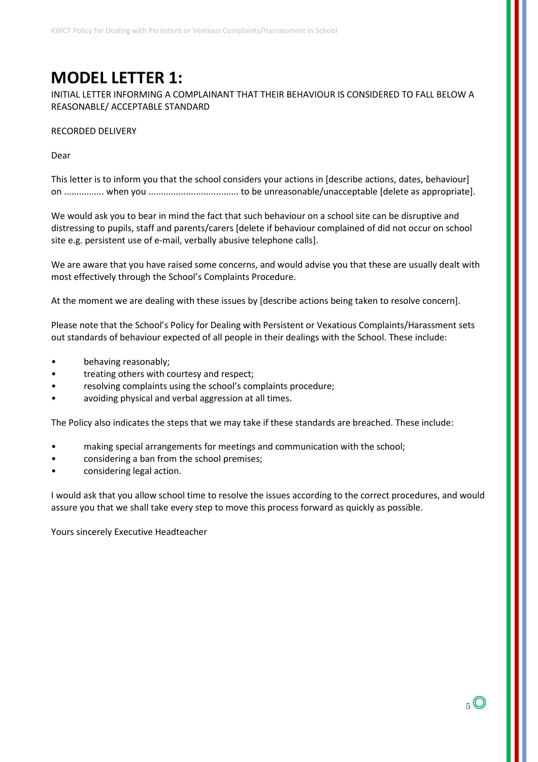# MODEL LETTER 1:

INITIAL LETTER INFORMING A COMPLAINANT THAT THEIR BEHAVIOUR IS CONSIDERED TO FALL BELOW A REASONABLE/ ACCEPTABLE STANDARD

RECORDED DELIVERY

Dear

This letter is to inform you that the school considers your actions in [describe actions, dates, behaviour] on ................ when you .................................... to be unreasonable/unacceptable [delete as appropriate].

We would ask you to bear in mind the fact that such behaviour on a school site can be disruptive and distressing to pupils, staff and parents/carers [delete if behaviour complained of did not occur on school site e.g. persistent use of e-mail, verbally abusive telephone calls].

We are aware that you have raised some concerns, and would advise you that these are usually dealt with most effectively through the School's Complaints Procedure.

At the moment we are dealing with these issues by [describe actions being taken to resolve concern].

Please note that the School's Policy for Dealing with Persistent or Vexatious Complaints/Harassment sets out standards of behaviour expected of all people in their dealings with the School. These include:

- behaving reasonably;
- treating others with courtesy and respect;
- resolving complaints using the school's complaints procedure;
- avoiding physical and verbal aggression at all times.

The Policy also indicates the steps that we may take if these standards are breached. These include:

- making special arrangements for meetings and communication with the school;
- considering a ban from the school premises;
- considering legal action.

I would ask that you allow school time to resolve the issues according to the correct procedures, and would assure you that we shall take every step to move this process forward as quickly as possible.

Yours sincerely Executive Headteacher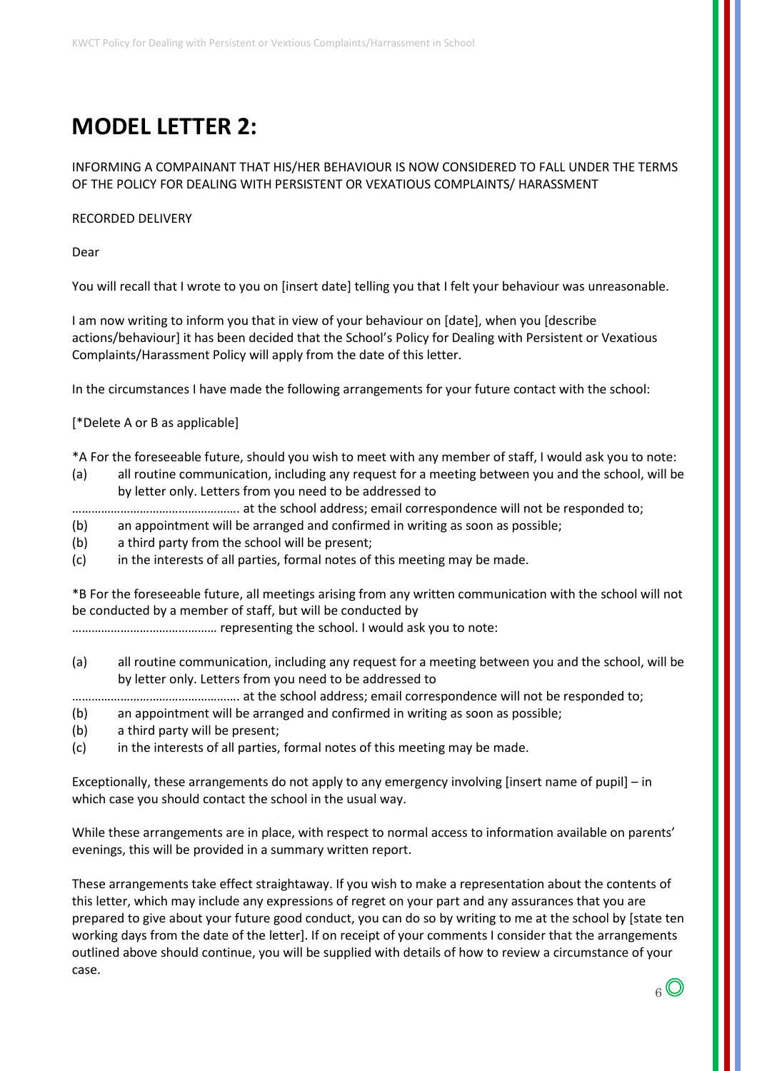# MODEL LETTER 2:

INFORMING A COMPAINANT THAT HIS/HER BEHAVIOUR IS NOW CONSIDERED TO FALL UNDER THE TERMS OF THE POLICY FOR DEALING WITH PERSISTENT OR VEXATIOUS COMPLAINTS/ HARASSMENT

RECORDED DELIVERY

Dear

You will recall that I wrote to you on [insert date] telling you that I felt your behaviour was unreasonable.

I am now writing to inform you that in view of your behaviour on [date], when you [describe actions/behaviour] it has been decided that the School's Policy for Dealing with Persistent or Vexatious Complaints/Harassment Policy will apply from the date of this letter.

In the circumstances I have made the following arrangements for your future contact with the school:

[*Delete A or B as applicable]

*A For the foreseeable future, should you wish to meet with any member of staff, I would ask you to note:

(a) all routine communication, including any request for a meeting between you and the school, will be by letter only. Letters from you need to be addressed to …………………………………………. at the school address; email correspondence will not be responded to;

(b) an appointment will be arranged and confirmed in writing as soon as possible;

(b) a third party from the school will be present;

(c) in the interests of all parties, formal notes of this meeting may be made.

*B For the foreseeable future, all meetings arising from any written communication with the school will not be conducted by a member of staff, but will be conducted by ……………………………………… representing the school. I would ask you to note:

(a) all routine communication, including any request for a meeting between you and the school, will be by letter only. Letters from you need to be addressed to …………………………………………. at the school address; email correspondence will not be responded to;

(b) an appointment will be arranged and confirmed in writing as soon as possible;

(b) a third party will be present;

(c) in the interests of all parties, formal notes of this meeting may be made.

Exceptionally, these arrangements do not apply to any emergency involving [insert name of pupil] – in which case you should contact the school in the usual way.

While these arrangements are in place, with respect to normal access to information available on parents' evenings, this will be provided in a summary written report.

These arrangements take effect straightaway. If you wish to make a representation about the contents of this letter, which may include any expressions of regret on your part and any assurances that you are prepared to give about your future good conduct, you can do so by writing to me at the school by [state ten working days from the date of the letter]. If on receipt of your comments I consider that the arrangements outlined above should continue, you will be supplied with details of how to review a circumstance of your case.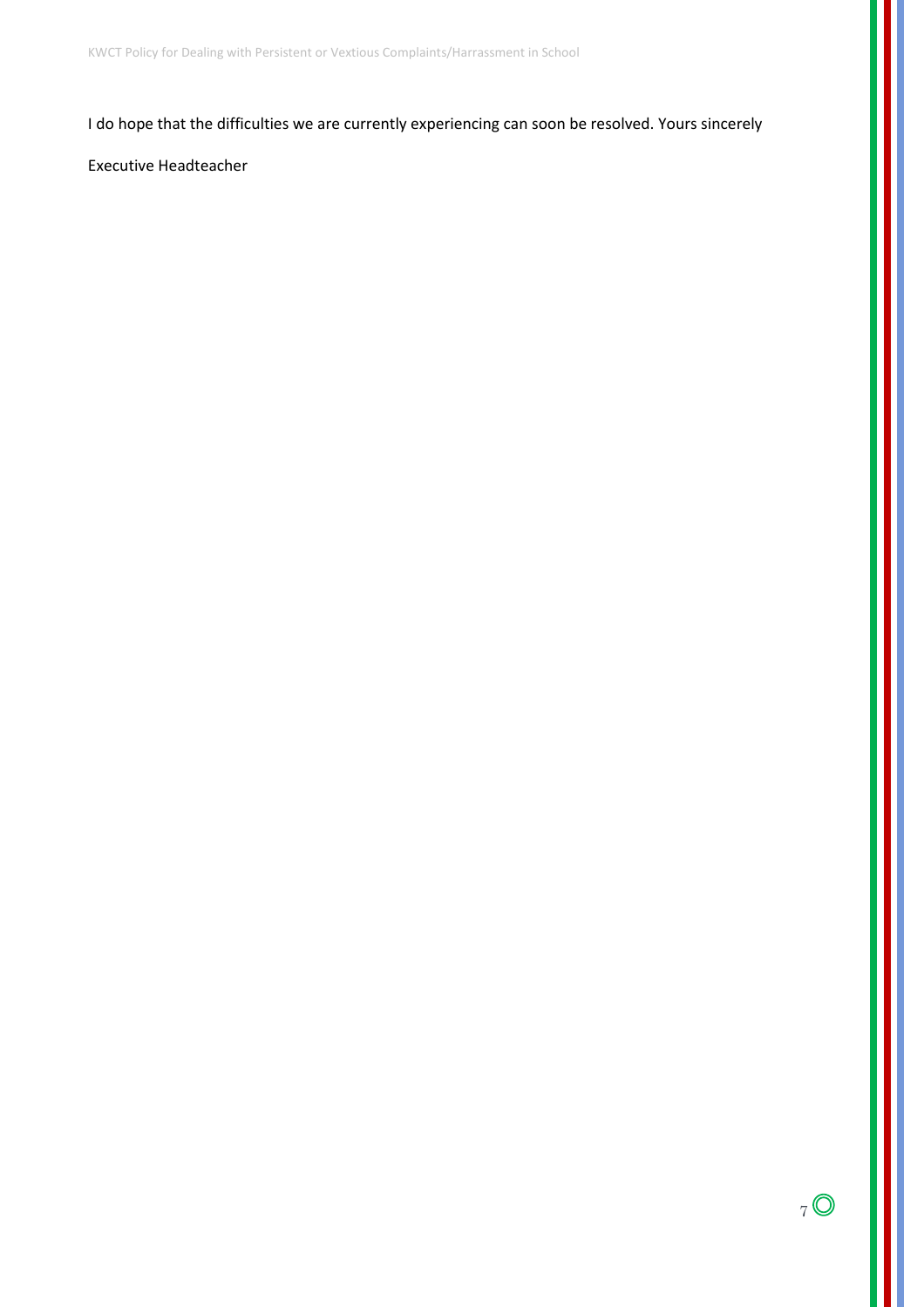I do hope that the difficulties we are currently experiencing can soon be resolved. Yours sincerely

Executive Headteacher